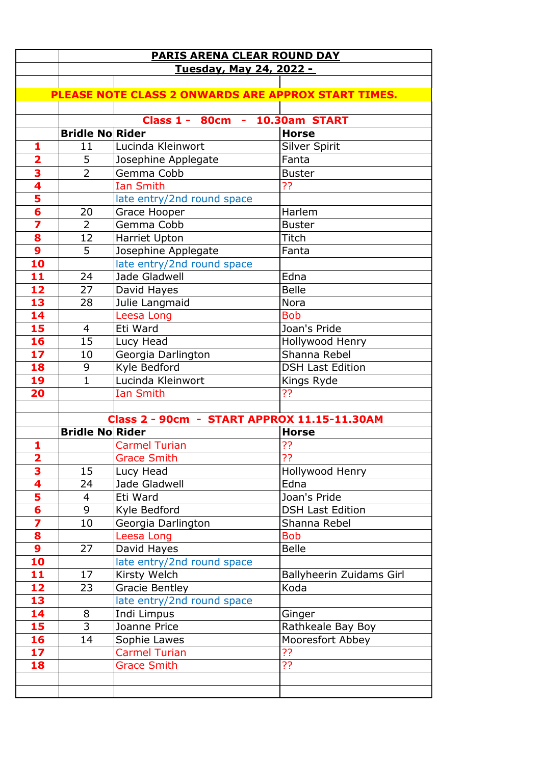# PARIS ARENA CLEAR ROUND DAY

## Tuesday, May 24, 2022 -

**PLEASE NOTE CLASS 2 ONWARDS ARE APPROX START TIMES.**

### Class 1 - 80cm - 10.30am START

| | Bridle No | Rider | Horse |
|---|---|---|---|
| 1 | 11 | Lucinda Kleinwort | Silver Spirit |
| 2 | 5 | Josephine Applegate | Fanta |
| 3 | 2 | Gemma Cobb | Buster |
| 4 | | Ian Smith | ?? |
| 5 | | late entry/2nd round space | |
| 6 | 20 | Grace Hooper | Harlem |
| 7 | 2 | Gemma Cobb | Buster |
| 8 | 12 | Harriet Upton | Titch |
| 9 | 5 | Josephine Applegate | Fanta |
| 10 | | late entry/2nd round space | |
| 11 | 24 | Jade Gladwell | Edna |
| 12 | 27 | David Hayes | Belle |
| 13 | 28 | Julie Langmaid | Nora |
| 14 | | Leesa Long | Bob |
| 15 | 4 | Eti Ward | Joan's Pride |
| 16 | 15 | Lucy Head | Hollywood Henry |
| 17 | 10 | Georgia Darlington | Shanna Rebel |
| 18 | 9 | Kyle Bedford | DSH Last Edition |
| 19 | 1 | Lucinda Kleinwort | Kings Ryde |
| 20 | | Ian Smith | ?? |

### Class 2 - 90cm - START APPROX 11.15-11.30AM

| | Bridle No | Rider | Horse |
|---|---|---|---|
| 1 | | Carmel Turian | ?? |
| 2 | | Grace Smith | ?? |
| 3 | 15 | Lucy Head | Hollywood Henry |
| 4 | 24 | Jade Gladwell | Edna |
| 5 | 4 | Eti Ward | Joan's Pride |
| 6 | 9 | Kyle Bedford | DSH Last Edition |
| 7 | 10 | Georgia Darlington | Shanna Rebel |
| 8 | | Leesa Long | Bob |
| 9 | 27 | David Hayes | Belle |
| 10 | | late entry/2nd round space | |
| 11 | 17 | Kirsty Welch | Ballyheerin Zuidams Girl |
| 12 | 23 | Gracie Bentley | Koda |
| 13 | | late entry/2nd round space | |
| 14 | 8 | Indi Limpus | Ginger |
| 15 | 3 | Joanne Price | Rathkeale Bay Boy |
| 16 | 14 | Sophie Lawes | Mooresfort Abbey |
| 17 | | Carmel Turian | ?? |
| 18 | | Grace Smith | ?? |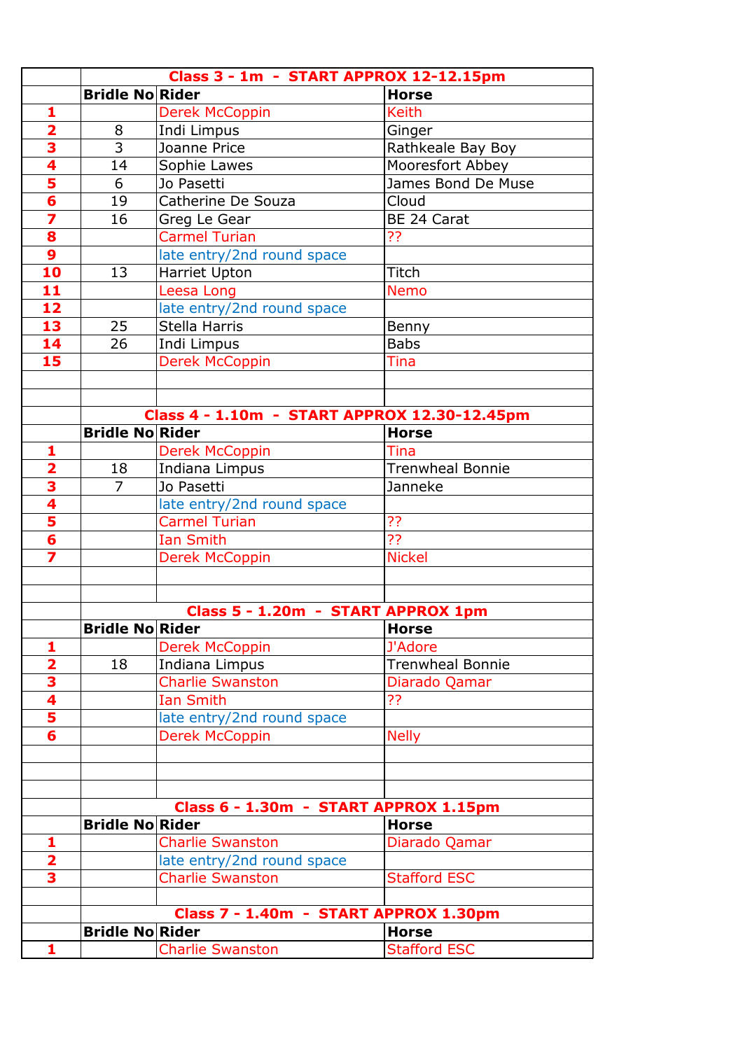| | Class 3 - 1m - START APPROX 12-12.15pm | | |
|---|---|---|---|
| | **Bridle No** | **Rider** | **Horse** |
| **1** | | Derek McCoppin | Keith |
| **2** | 8 | Indi Limpus | Ginger |
| **3** | 3 | Joanne Price | Rathkeale Bay Boy |
| **4** | 14 | Sophie Lawes | Mooresfort Abbey |
| **5** | 6 | Jo Pasetti | James Bond De Muse |
| **6** | 19 | Catherine De Souza | Cloud |
| **7** | 16 | Greg Le Gear | BE 24 Carat |
| **8** | | Carmel Turian | ?? |
| **9** | | late entry/2nd round space | |
| **10** | 13 | Harriet Upton | Titch |
| **11** | | Leesa Long | Nemo |
| **12** | | late entry/2nd round space | |
| **13** | 25 | Stella Harris | Benny |
| **14** | 26 | Indi Limpus | Babs |
| **15** | | Derek McCoppin | Tina |
| | | | |
| | | | |
| | **Class 4 - 1.10m - START APPROX 12.30-12.45pm** | | |
| | **Bridle No** | **Rider** | **Horse** |
| **1** | | Derek McCoppin | Tina |
| **2** | 18 | Indiana Limpus | Trenwheal Bonnie |
| **3** | 7 | Jo Pasetti | Janneke |
| **4** | | late entry/2nd round space | |
| **5** | | Carmel Turian | ?? |
| **6** | | Ian Smith | ?? |
| **7** | | Derek McCoppin | Nickel |
| | | | |
| | | | |
| | **Class 5 - 1.20m - START APPROX 1pm** | | |
| | **Bridle No** | **Rider** | **Horse** |
| **1** | | Derek McCoppin | J'Adore |
| **2** | 18 | Indiana Limpus | Trenwheal Bonnie |
| **3** | | Charlie Swanston | Diarado Qamar |
| **4** | | Ian Smith | ?? |
| **5** | | late entry/2nd round space | |
| **6** | | Derek McCoppin | Nelly |
| | | | |
| | | | |
| | | | |
| | **Class 6 - 1.30m - START APPROX 1.15pm** | | |
| | **Bridle No** | **Rider** | **Horse** |
| **1** | | Charlie Swanston | Diarado Qamar |
| **2** | | late entry/2nd round space | |
| **3** | | Charlie Swanston | Stafford ESC |
| | | | |
| | **Class 7 - 1.40m - START APPROX 1.30pm** | | |
| | **Bridle No** | **Rider** | **Horse** |
| **1** | | Charlie Swanston | Stafford ESC |